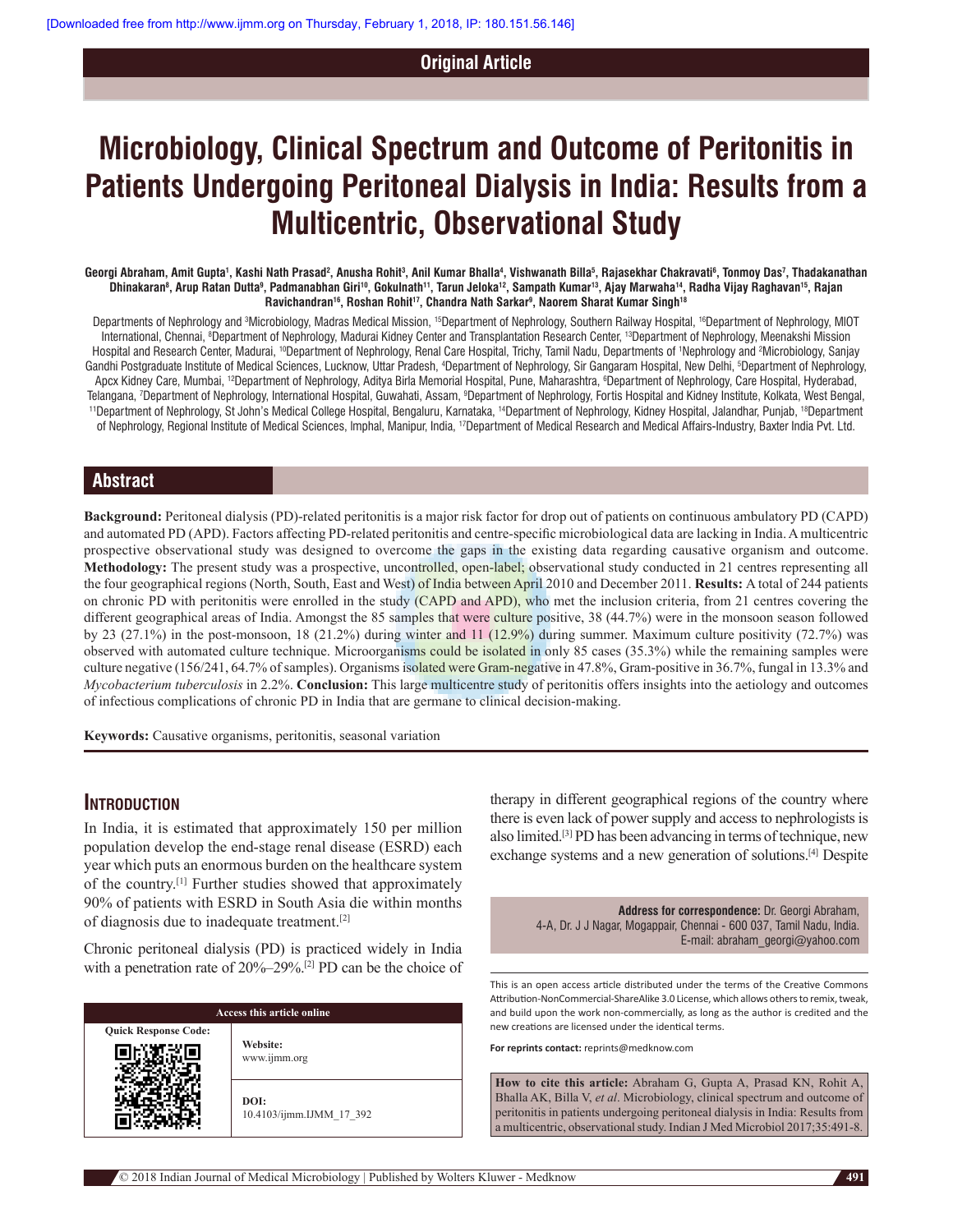Original Article

# Microbiology, Clinical Spectrum and Outcome of Peritonitis in Patients Undergoing Peritoneal Dialysis in India: Results from a Multicentric, Observational Study

**Georgi Abraham, Amit Gupta[1], Kashi Nath Prasad[2], Anusha Rohit[3], Anil Kumar Bhalla[4], Vishwanath Billa[5], Rajasekhar Chakravati[6], Tonmoy Das[7], Thadakanathan Dhinakaran[8], Arup Ratan Dutta[9], Padmanabhan Giri[10], Gokulnath[11], Tarun Jeloka[12], Sampath Kumar[13], Ajay Marwaha[14], Radha Vijay Raghavan[15], Rajan Ravichandran[16], Roshan Rohit[17], Chandra Nath Sarkar[9], Naorem Sharat Kumar Singh[18]**

Departments of Nephrology and [3]Microbiology, Madras Medical Mission, [15]Department of Nephrology, Southern Railway Hospital, [16]Department of Nephrology, MIOT International, Chennai, [8]Department of Nephrology, Madurai Kidney Center and Transplantation Research Center, [13]Department of Nephrology, Meenakshi Mission Hospital and Research Center, Madurai, [10]Department of Nephrology, Renal Care Hospital, Trichy, Tamil Nadu, Departments of [1]Nephrology and [2]Microbiology, Sanjay Gandhi Postgraduate Institute of Medical Sciences, Lucknow, Uttar Pradesh, [4]Department of Nephrology, Sir Gangaram Hospital, New Delhi, [5]Department of Nephrology, Apcx Kidney Care, Mumbai, [12]Department of Nephrology, Aditya Birla Memorial Hospital, Pune, Maharashtra, [6]Department of Nephrology, Care Hospital, Hyderabad, Telangana, [7]Department of Nephrology, International Hospital, Guwahati, Assam, [9]Department of Nephrology, Fortis Hospital and Kidney Institute, Kolkata, West Bengal, [11]Department of Nephrology, St John's Medical College Hospital, Bengaluru, Karnataka, [14]Department of Nephrology, Kidney Hospital, Jalandhar, Punjab, [18]Department of Nephrology, Regional Institute of Medical Sciences, Imphal, Manipur, India, [17]Department of Medical Research and Medical Affairs-Industry, Baxter India Pvt. Ltd.

## Abstract

**Background:** Peritoneal dialysis (PD)-related peritonitis is a major risk factor for drop out of patients on continuous ambulatory PD (CAPD) and automated PD (APD). Factors affecting PD-related peritonitis and centre-specific microbiological data are lacking in India. A multicentric prospective observational study was designed to overcome the gaps in the existing data regarding causative organism and outcome. **Methodology:** The present study was a prospective, uncontrolled, open-label; observational study conducted in 21 centres representing all the four geographical regions (North, South, East and West) of India between April 2010 and December 2011. **Results:** A total of 244 patients on chronic PD with peritonitis were enrolled in the study (CAPD and APD), who met the inclusion criteria, from 21 centres covering the different geographical areas of India. Amongst the 85 samples that were culture positive, 38 (44.7%) were in the monsoon season followed by 23 (27.1%) in the post-monsoon, 18 (21.2%) during winter and 11 (12.9%) during summer. Maximum culture positivity (72.7%) was observed with automated culture technique. Microorganisms could be isolated in only 85 cases (35.3%) while the remaining samples were culture negative (156/241, 64.7% of samples). Organisms isolated were Gram-negative in 47.8%, Gram-positive in 36.7%, fungal in 13.3% and *Mycobacterium tuberculosis* in 2.2%. **Conclusion:** This large multicentre study of peritonitis offers insights into the aetiology and outcomes of infectious complications of chronic PD in India that are germane to clinical decision-making.

**Keywords:** Causative organisms, peritonitis, seasonal variation

## Introduction

In India, it is estimated that approximately 150 per million population develop the end-stage renal disease (ESRD) each year which puts an enormous burden on the healthcare system of the country.[1] Further studies showed that approximately 90% of patients with ESRD in South Asia die within months of diagnosis due to inadequate treatment.[2]

Chronic peritoneal dialysis (PD) is practiced widely in India with a penetration rate of 20%–29%.[2] PD can be the choice of therapy in different geographical regions of the country where there is even lack of power supply and access to nephrologists is also limited.[3] PD has been advancing in terms of technique, new exchange systems and a new generation of solutions.[4] Despite

| Access this article online | |
|---|---|
| Quick Response Code: | **Website:** www.ijmm.org |
| | **DOI:** 10.4103/ijmm.IJMM_17_392 |

**Address for correspondence:** Dr. Georgi Abraham, 4-A, Dr. J J Nagar, Mogappair, Chennai - 600 037, Tamil Nadu, India. E-mail: abraham_georgi@yahoo.com

This is an open access article distributed under the terms of the Creative Commons Attribution-NonCommercial-ShareAlike 3.0 License, which allows others to remix, tweak, and build upon the work non-commercially, as long as the author is credited and the new creations are licensed under the identical terms.

**For reprints contact:** reprints@medknow.com

**How to cite this article:** Abraham G, Gupta A, Prasad KN, Rohit A, Bhalla AK, Billa V, *et al*. Microbiology, clinical spectrum and outcome of peritonitis in patients undergoing peritoneal dialysis in India: Results from a multicentric, observational study. Indian J Med Microbiol 2017;35:491-8.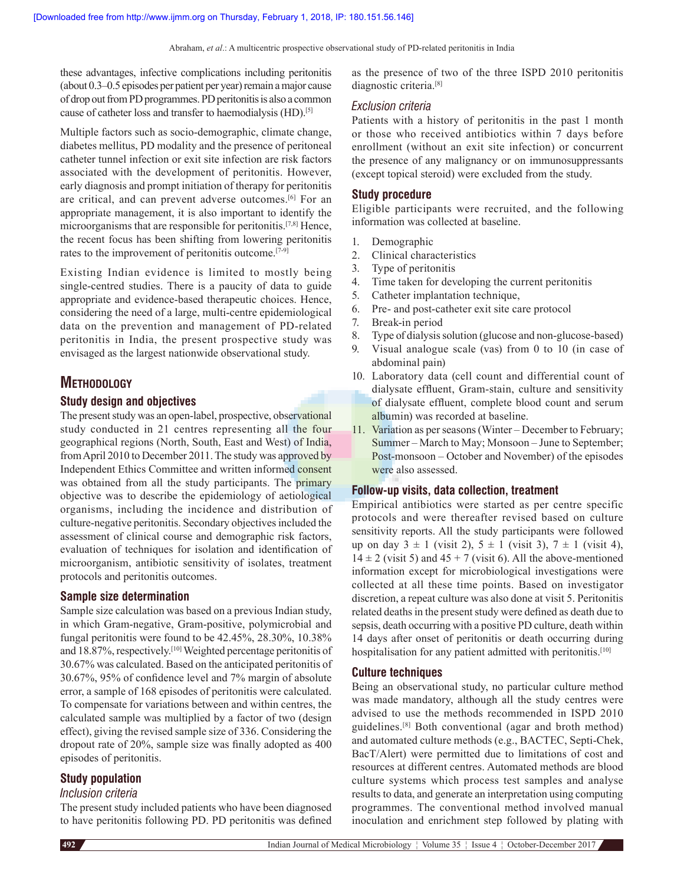these advantages, infective complications including peritonitis (about 0.3–0.5 episodes per patient per year) remain a major cause of drop out from PD programmes. PD peritonitis is also a common cause of catheter loss and transfer to haemodialysis (HD).[5]

Multiple factors such as socio-demographic, climate change, diabetes mellitus, PD modality and the presence of peritoneal catheter tunnel infection or exit site infection are risk factors associated with the development of peritonitis. However, early diagnosis and prompt initiation of therapy for peritonitis are critical, and can prevent adverse outcomes.[6] For an appropriate management, it is also important to identify the microorganisms that are responsible for peritonitis.[7,8] Hence, the recent focus has been shifting from lowering peritonitis rates to the improvement of peritonitis outcome.[7-9]

Existing Indian evidence is limited to mostly being single-centred studies. There is a paucity of data to guide appropriate and evidence-based therapeutic choices. Hence, considering the need of a large, multi-centre epidemiological data on the prevention and management of PD-related peritonitis in India, the present prospective study was envisaged as the largest nationwide observational study.

## Methodology

### Study design and objectives

The present study was an open-label, prospective, observational study conducted in 21 centres representing all the four geographical regions (North, South, East and West) of India, from April 2010 to December 2011. The study was approved by Independent Ethics Committee and written informed consent was obtained from all the study participants. The primary objective was to describe the epidemiology of aetiological organisms, including the incidence and distribution of culture-negative peritonitis. Secondary objectives included the assessment of clinical course and demographic risk factors, evaluation of techniques for isolation and identification of microorganism, antibiotic sensitivity of isolates, treatment protocols and peritonitis outcomes.

### Sample size determination

Sample size calculation was based on a previous Indian study, in which Gram-negative, Gram-positive, polymicrobial and fungal peritonitis were found to be 42.45%, 28.30%, 10.38% and 18.87%, respectively.[10] Weighted percentage peritonitis of 30.67% was calculated. Based on the anticipated peritonitis of 30.67%, 95% of confidence level and 7% margin of absolute error, a sample of 168 episodes of peritonitis were calculated. To compensate for variations between and within centres, the calculated sample was multiplied by a factor of two (design effect), giving the revised sample size of 336. Considering the dropout rate of 20%, sample size was finally adopted as 400 episodes of peritonitis.

### Study population

#### *Inclusion criteria*

The present study included patients who have been diagnosed to have peritonitis following PD. PD peritonitis was defined as the presence of two of the three ISPD 2010 peritonitis diagnostic criteria.[8]

#### *Exclusion criteria*

Patients with a history of peritonitis in the past 1 month or those who received antibiotics within 7 days before enrollment (without an exit site infection) or concurrent the presence of any malignancy or on immunosuppressants (except topical steroid) were excluded from the study.

### Study procedure

Eligible participants were recruited, and the following information was collected at baseline.

1. Demographic
2. Clinical characteristics
3. Type of peritonitis
4. Time taken for developing the current peritonitis
5. Catheter implantation technique,
6. Pre- and post-catheter exit site care protocol
7. Break-in period
8. Type of dialysis solution (glucose and non-glucose-based)
9. Visual analogue scale (vas) from 0 to 10 (in case of abdominal pain)
10. Laboratory data (cell count and differential count of dialysate effluent, Gram-stain, culture and sensitivity of dialysate effluent, complete blood count and serum albumin) was recorded at baseline.
11. Variation as per seasons (Winter – December to February; Summer – March to May; Monsoon – June to September; Post-monsoon – October and November) of the episodes were also assessed.

### Follow-up visits, data collection, treatment

Empirical antibiotics were started as per centre specific protocols and were thereafter revised based on culture sensitivity reports. All the study participants were followed up on day 3 ± 1 (visit 2), 5 ± 1 (visit 3), 7 ± 1 (visit 4), 14 ± 2 (visit 5) and 45 + 7 (visit 6). All the above-mentioned information except for microbiological investigations were collected at all these time points. Based on investigator discretion, a repeat culture was also done at visit 5. Peritonitis related deaths in the present study were defined as death due to sepsis, death occurring with a positive PD culture, death within 14 days after onset of peritonitis or death occurring during hospitalisation for any patient admitted with peritonitis.[10]

### Culture techniques

Being an observational study, no particular culture method was made mandatory, although all the study centres were advised to use the methods recommended in ISPD 2010 guidelines.[8] Both conventional (agar and broth method) and automated culture methods (e.g., BACTEC, Septi-Chek, BacT/Alert) were permitted due to limitations of cost and resources at different centres. Automated methods are blood culture systems which process test samples and analyse results to data, and generate an interpretation using computing programmes. The conventional method involved manual inoculation and enrichment step followed by plating with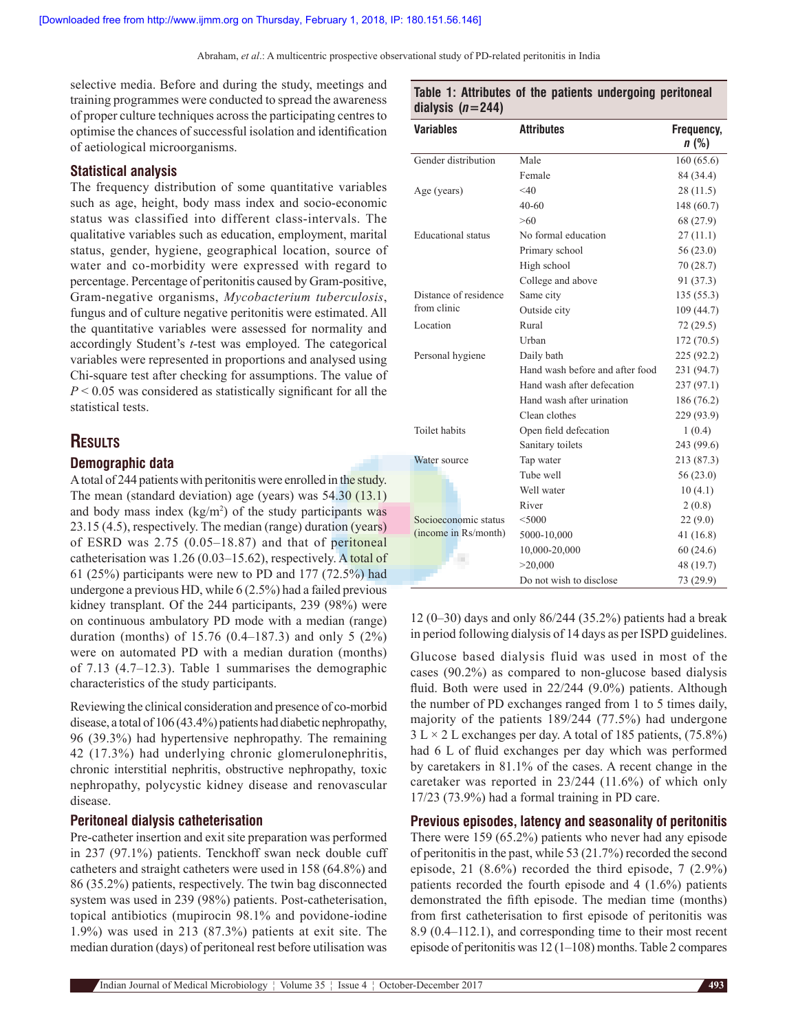selective media. Before and during the study, meetings and training programmes were conducted to spread the awareness of proper culture techniques across the participating centres to optimise the chances of successful isolation and identification of aetiological microorganisms.

### Statistical analysis

The frequency distribution of some quantitative variables such as age, height, body mass index and socio-economic status was classified into different class-intervals. The qualitative variables such as education, employment, marital status, gender, hygiene, geographical location, source of water and co-morbidity were expressed with regard to percentage. Percentage of peritonitis caused by Gram-positive, Gram-negative organisms, *Mycobacterium tuberculosis*, fungus and of culture negative peritonitis were estimated. All the quantitative variables were assessed for normality and accordingly Student's *t*-test was employed. The categorical variables were represented in proportions and analysed using Chi-square test after checking for assumptions. The value of $P < 0.05$ was considered as statistically significant for all the statistical tests.

## Results

### Demographic data

A total of 244 patients with peritonitis were enrolled in the study. The mean (standard deviation) age (years) was 54.30 (13.1) and body mass index (kg/m$^2$) of the study participants was 23.15 (4.5), respectively. The median (range) duration (years) of ESRD was 2.75 (0.05–18.87) and that of peritoneal catheterisation was 1.26 (0.03–15.62), respectively. A total of 61 (25%) participants were new to PD and 177 (72.5%) had undergone a previous HD, while 6 (2.5%) had a failed previous kidney transplant. Of the 244 participants, 239 (98%) were on continuous ambulatory PD mode with a median (range) duration (months) of 15.76 (0.4–187.3) and only 5 (2%) were on automated PD with a median duration (months) of 7.13 (4.7–12.3). Table 1 summarises the demographic characteristics of the study participants.

Reviewing the clinical consideration and presence of co-morbid disease, a total of 106 (43.4%) patients had diabetic nephropathy, 96 (39.3%) had hypertensive nephropathy. The remaining 42 (17.3%) had underlying chronic glomerulonephritis, chronic interstitial nephritis, obstructive nephropathy, toxic nephropathy, polycystic kidney disease and renovascular disease.

**Table 1: Attributes of the patients undergoing peritoneal dialysis ($n$=244)**

| Variables | Attributes | Frequency, *n* (%) |
|---|---|---|
| Gender distribution | Male | 160 (65.6) |
| | Female | 84 (34.4) |
| Age (years) | <40 | 28 (11.5) |
| | 40-60 | 148 (60.7) |
| | >60 | 68 (27.9) |
| Educational status | No formal education | 27 (11.1) |
| | Primary school | 56 (23.0) |
| | High school | 70 (28.7) |
| | College and above | 91 (37.3) |
| Distance of residence from clinic | Same city | 135 (55.3) |
| | Outside city | 109 (44.7) |
| Location | Rural | 72 (29.5) |
| | Urban | 172 (70.5) |
| Personal hygiene | Daily bath | 225 (92.2) |
| | Hand wash before and after food | 231 (94.7) |
| | Hand wash after defecation | 237 (97.1) |
| | Hand wash after urination | 186 (76.2) |
| | Clean clothes | 229 (93.9) |
| Toilet habits | Open field defecation | 1 (0.4) |
| | Sanitary toilets | 243 (99.6) |
| Water source | Tap water | 213 (87.3) |
| | Tube well | 56 (23.0) |
| | Well water | 10 (4.1) |
| | River | 2 (0.8) |
| Socioeconomic status (income in Rs/month) | <5000 | 22 (9.0) |
| | 5000-10,000 | 41 (16.8) |
| | 10,000-20,000 | 60 (24.6) |
| | >20,000 | 48 (19.7) |
| | Do not wish to disclose | 73 (29.9) |

### Peritoneal dialysis catheterisation

Pre-catheter insertion and exit site preparation was performed in 237 (97.1%) patients. Tenckhoff swan neck double cuff catheters and straight catheters were used in 158 (64.8%) and 86 (35.2%) patients, respectively. The twin bag disconnected system was used in 239 (98%) patients. Post-catheterisation, topical antibiotics (mupirocin 98.1% and povidone-iodine 1.9%) was used in 213 (87.3%) patients at exit site. The median duration (days) of peritoneal rest before utilisation was 12 (0–30) days and only 86/244 (35.2%) patients had a break in period following dialysis of 14 days as per ISPD guidelines.

Glucose based dialysis fluid was used in most of the cases (90.2%) as compared to non-glucose based dialysis fluid. Both were used in 22/244 (9.0%) patients. Although the number of PD exchanges ranged from 1 to 5 times daily, majority of the patients 189/244 (77.5%) had undergone 3 L × 2 L exchanges per day. A total of 185 patients, (75.8%) had 6 L of fluid exchanges per day which was performed by caretakers in 81.1% of the cases. A recent change in the caretaker was reported in 23/244 (11.6%) of which only 17/23 (73.9%) had a formal training in PD care.

### Previous episodes, latency and seasonality of peritonitis

There were 159 (65.2%) patients who never had any episode of peritonitis in the past, while 53 (21.7%) recorded the second episode, 21 (8.6%) recorded the third episode, 7 (2.9%) patients recorded the fourth episode and 4 (1.6%) patients demonstrated the fifth episode. The median time (months) from first catheterisation to first episode of peritonitis was 8.9 (0.4–112.1), and corresponding time to their most recent episode of peritonitis was 12 (1–108) months. Table 2 compares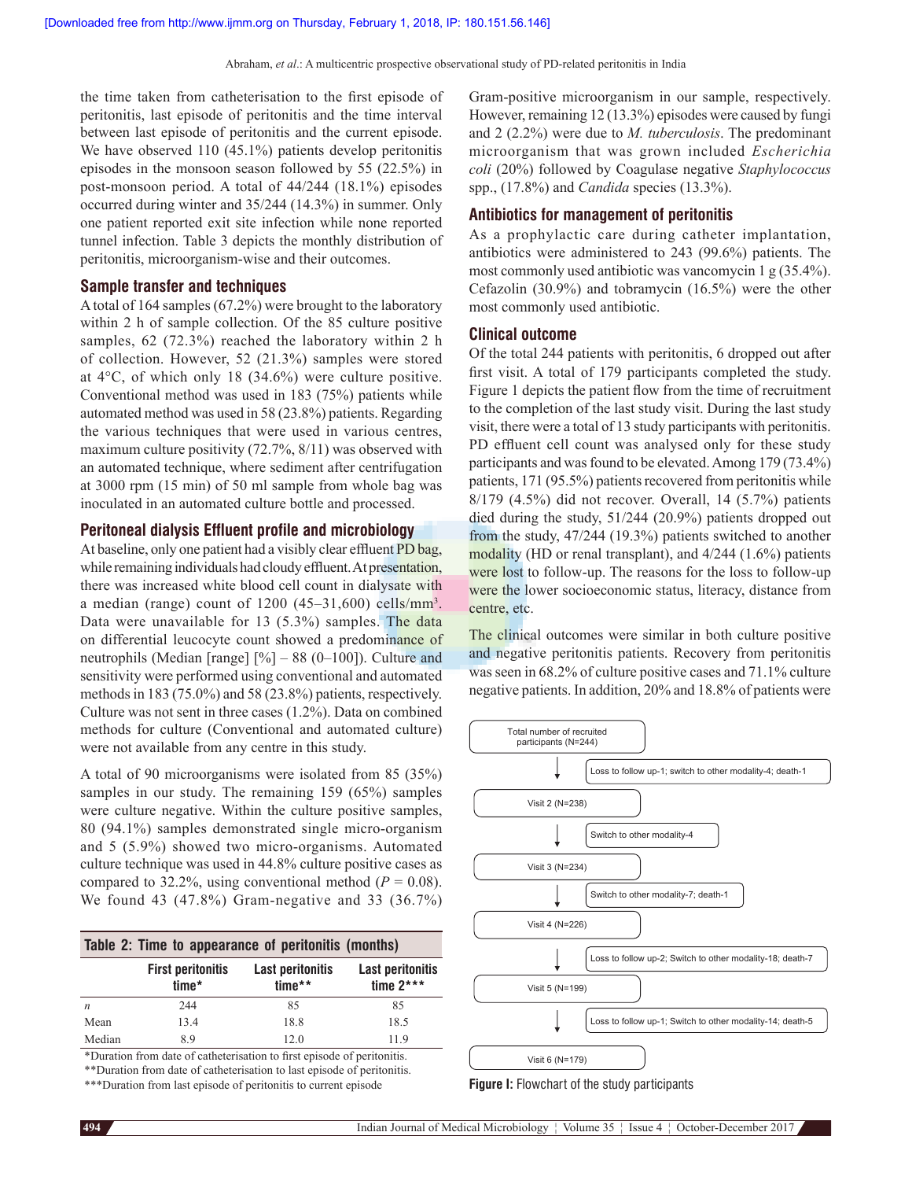the time taken from catheterisation to the first episode of peritonitis, last episode of peritonitis and the time interval between last episode of peritonitis and the current episode. We have observed 110 (45.1%) patients develop peritonitis episodes in the monsoon season followed by 55 (22.5%) in post-monsoon period. A total of 44/244 (18.1%) episodes occurred during winter and 35/244 (14.3%) in summer. Only one patient reported exit site infection while none reported tunnel infection. Table 3 depicts the monthly distribution of peritonitis, microorganism-wise and their outcomes.

## Sample transfer and techniques

A total of 164 samples (67.2%) were brought to the laboratory within 2 h of sample collection. Of the 85 culture positive samples, 62 (72.3%) reached the laboratory within 2 h of collection. However, 52 (21.3%) samples were stored at 4°C, of which only 18 (34.6%) were culture positive. Conventional method was used in 183 (75%) patients while automated method was used in 58 (23.8%) patients. Regarding the various techniques that were used in various centres, maximum culture positivity (72.7%, 8/11) was observed with an automated technique, where sediment after centrifugation at 3000 rpm (15 min) of 50 ml sample from whole bag was inoculated in an automated culture bottle and processed.

## Peritoneal dialysis Effluent profile and microbiology

At baseline, only one patient had a visibly clear effluent PD bag, while remaining individuals had cloudy effluent. At presentation, there was increased white blood cell count in dialysate with a median (range) count of 1200 (45–31,600) cells/mm$^3$. Data were unavailable for 13 (5.3%) samples. The data on differential leucocyte count showed a predominance of neutrophils (Median [range] [%] – 88 (0–100]). Culture and sensitivity were performed using conventional and automated methods in 183 (75.0%) and 58 (23.8%) patients, respectively. Culture was not sent in three cases (1.2%). Data on combined methods for culture (Conventional and automated culture) were not available from any centre in this study.

A total of 90 microorganisms were isolated from 85 (35%) samples in our study. The remaining 159 (65%) samples were culture negative. Within the culture positive samples, 80 (94.1%) samples demonstrated single micro-organism and 5 (5.9%) showed two micro-organisms. Automated culture technique was used in 44.8% culture positive cases as compared to 32.2%, using conventional method ($P$ = 0.08). We found 43 (47.8%) Gram-negative and 33 (36.7%) Gram-positive microorganism in our sample, respectively. However, remaining 12 (13.3%) episodes were caused by fungi and 2 (2.2%) were due to *M. tuberculosis*. The predominant microorganism that was grown included *Escherichia coli* (20%) followed by Coagulase negative *Staphylococcus* spp., (17.8%) and *Candida* species (13.3%).

**Table 2: Time to appearance of peritonitis (months)**

| | First peritonitis time* | Last peritonitis time** | Last peritonitis time 2*** |
|---|---|---|---|
| *n* | 244 | 85 | 85 |
| Mean | 13.4 | 18.8 | 18.5 |
| Median | 8.9 | 12.0 | 11.9 |

*Duration from date of catheterisation to first episode of peritonitis.
**Duration from date of catheterisation to last episode of peritonitis.
***Duration from last episode of peritonitis to current episode

## Antibiotics for management of peritonitis

As a prophylactic care during catheter implantation, antibiotics were administered to 243 (99.6%) patients. The most commonly used antibiotic was vancomycin 1 g (35.4%). Cefazolin (30.9%) and tobramycin (16.5%) were the other most commonly used antibiotic.

## Clinical outcome

Of the total 244 patients with peritonitis, 6 dropped out after first visit. A total of 179 participants completed the study. Figure 1 depicts the patient flow from the time of recruitment to the completion of the last study visit. During the last study visit, there were a total of 13 study participants with peritonitis. PD effluent cell count was analysed only for these study participants and was found to be elevated. Among 179 (73.4%) patients, 171 (95.5%) patients recovered from peritonitis while 8/179 (4.5%) did not recover. Overall, 14 (5.7%) patients died during the study, 51/244 (20.9%) patients dropped out from the study, 47/244 (19.3%) patients switched to another modality (HD or renal transplant), and 4/244 (1.6%) patients were lost to follow-up. The reasons for the loss to follow-up were the lower socioeconomic status, literacy, distance from centre, etc.

The clinical outcomes were similar in both culture positive and negative peritonitis patients. Recovery from peritonitis was seen in 68.2% of culture positive cases and 71.1% culture negative patients. In addition, 20% and 18.8% of patients were

Total number of recruited participants (N=244)
Loss to follow up-1; switch to other modality-4; death-1
Visit 2 (N=238)
Switch to other modality-4
Visit 3 (N=234)
Switch to other modality-7; death-1
Visit 4 (N=226)
Loss to follow up-2; Switch to other modality-18; death-7
Visit 5 (N=199)
Loss to follow up-1; Switch to other modality-14; death-5
Visit 6 (N=179)

**Figure 1:** Flowchart of the study participants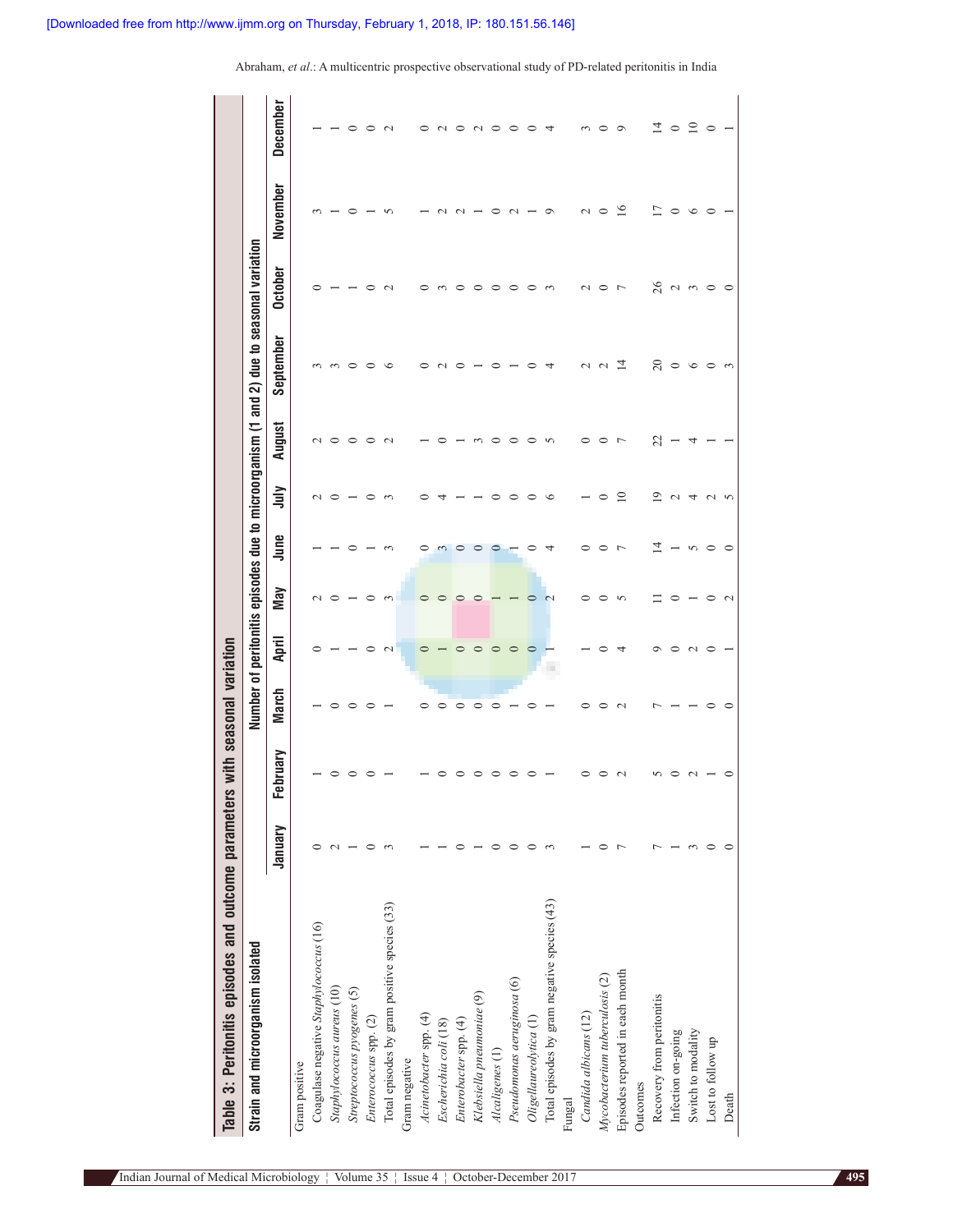**Table 3: Peritonitis episodes and outcome parameters with seasonal variation**

| Strain and microorganism isolated | Number of peritonitis episodes due to microorganism (1 and 2) due to seasonal variation | | | | | | | | | | | |
|---|---|---|---|---|---|---|---|---|---|---|---|---|
| | January | February | March | April | May | June | July | August | September | October | November | December |
| Gram positive | | | | | | | | | | | | |
| Coagulase negative *Staphylococcus* (16) | 0 | 1 | 1 | 0 | 2 | 1 | 2 | 2 | 3 | 0 | 3 | 1 |
| *Staphylococcus aureus* (10) | 2 | 0 | 0 | 1 | 0 | 1 | 0 | 0 | 3 | 1 | 1 | 1 |
| *Streptococcus pyogenes* (5) | 1 | 0 | 0 | 1 | 1 | 0 | 1 | 0 | 0 | 1 | 0 | 0 |
| *Enterococcus* spp. (2) | 0 | 0 | 0 | 0 | 0 | 1 | 0 | 0 | 0 | 0 | 1 | 0 |
| Total episodes by gram positive species (33) | 3 | 1 | 1 | 2 | 3 | 3 | 3 | 2 | 6 | 2 | 5 | 2 |
| Gram negative | | | | | | | | | | | | |
| *Acinetobacter* spp. (4) | 1 | 1 | 0 | 0 | 0 | 0 | 0 | 1 | 0 | 0 | 1 | 0 |
| *Escherichia coli* (18) | 1 | 0 | 0 | 1 | 0 | 3 | 4 | 0 | 2 | 3 | 2 | 2 |
| *Enterobacter* spp. (4) | 0 | 0 | 0 | 0 | 0 | 0 | 1 | 1 | 0 | 0 | 2 | 0 |
| *Klebsiella pneumoniae* (9) | 1 | 0 | 0 | 0 | 0 | 0 | 1 | 3 | 1 | 0 | 1 | 2 |
| *Alcaligenes* (1) | 0 | 0 | 0 | 0 | 1 | 0 | 0 | 0 | 0 | 0 | 0 | 0 |
| *Pseudomonas aeruginosa* (6) | 0 | 0 | 1 | 0 | 1 | 1 | 0 | 0 | 1 | 0 | 2 | 0 |
| *Oligellaureolytica* (1) | 0 | 0 | 0 | 0 | 0 | 0 | 0 | 0 | 0 | 0 | 1 | 0 |
| Total episodes by gram negative species (43) | 3 | 1 | 1 | 1 | 2 | 4 | 6 | 5 | 4 | 3 | 9 | 4 |
| Fungal | | | | | | | | | | | | |
| *Candida albicans* (12) | 1 | 0 | 0 | 1 | 0 | 0 | 1 | 0 | 2 | 2 | 2 | 3 |
| *Mycobacterium tuberculosis* (2) | 0 | 0 | 0 | 0 | 0 | 0 | 0 | 0 | 2 | 0 | 0 | 0 |
| Episodes reported in each month | 7 | 2 | 2 | 4 | 5 | 7 | 10 | 7 | 14 | 7 | 16 | 9 |
| Outcomes | | | | | | | | | | | | |
| Recovery from peritonitis | 7 | 5 | 7 | 9 | 11 | 14 | 19 | 22 | 20 | 26 | 17 | 14 |
| Infection on-going | 1 | 0 | 1 | 0 | 0 | 1 | 2 | 1 | 0 | 2 | 0 | 0 |
| Switch to modality | 3 | 2 | 1 | 2 | 1 | 5 | 4 | 4 | 6 | 3 | 6 | 10 |
| Lost to follow up | 0 | 1 | 0 | 0 | 0 | 0 | 2 | 1 | 0 | 0 | 0 | 0 |
| Death | 0 | 0 | 0 | 1 | 2 | 0 | 5 | 1 | 3 | 0 | 1 | 1 |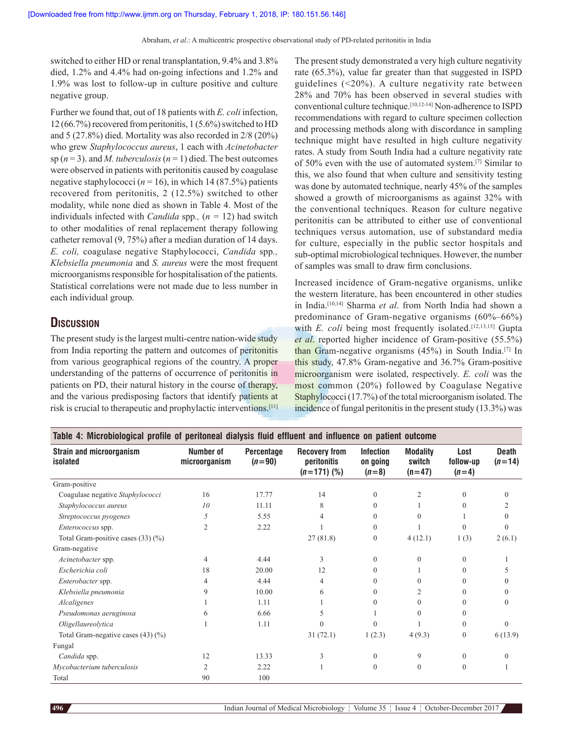switched to either HD or renal transplantation, 9.4% and 3.8% died, 1.2% and 4.4% had on-going infections and 1.2% and 1.9% was lost to follow-up in culture positive and culture negative group.

Further we found that, out of 18 patients with *E. coli* infection, 12 (66.7%) recovered from peritonitis, 1 (5.6%) switched to HD and 5 (27.8%) died. Mortality was also recorded in 2/8 (20%) who grew *Staphylococcus aureus*, 1 each with *Acinetobacter* sp ($n = 3$). and *M. tuberculosis* ($n = 1$) died. The best outcomes were observed in patients with peritonitis caused by coagulase negative staphylococci ($n = 16$), in which 14 (87.5%) patients recovered from peritonitis, 2 (12.5%) switched to other modality, while none died as shown in Table 4. Most of the individuals infected with *Candida* spp., ($n = 12$) had switch to other modalities of renal replacement therapy following catheter removal (9, 75%) after a median duration of 14 days. *E. coli,* coagulase negative Staphylococci, *Candida* spp*., Klebsiella pneumonia* and *S. aureus* were the most frequent microorganisms responsible for hospitalisation of the patients. Statistical correlations were not made due to less number in each individual group.

## Discussion

The present study is the largest multi-centre nation-wide study from India reporting the pattern and outcomes of peritonitis from various geographical regions of the country. A proper understanding of the patterns of occurrence of peritonitis in patients on PD, their natural history in the course of therapy, and the various predisposing factors that identify patients at risk is crucial to therapeutic and prophylactic interventions.[11]

The present study demonstrated a very high culture negativity rate (65.3%), value far greater than that suggested in ISPD guidelines (<20%). A culture negativity rate between 28% and 70% has been observed in several studies with conventional culture technique.[10,12-14] Non-adherence to ISPD recommendations with regard to culture specimen collection and processing methods along with discordance in sampling technique might have resulted in high culture negativity rates. A study from South India had a culture negativity rate of 50% even with the use of automated system.[7] Similar to this, we also found that when culture and sensitivity testing was done by automated technique, nearly 45% of the samples showed a growth of microorganisms as against 32% with the conventional techniques. Reason for culture negative peritonitis can be attributed to either use of conventional techniques versus automation, use of substandard media for culture, especially in the public sector hospitals and sub-optimal microbiological techniques. However, the number of samples was small to draw firm conclusions.

Increased incidence of Gram-negative organisms, unlike the western literature, has been encountered in other studies in India.[10,14] Sharma *et al*. from North India had shown a predominance of Gram-negative organisms (60%–66%) with *E. coli* being most frequently isolated.[12,13,15] Gupta *et al*. reported higher incidence of Gram-positive (55.5%) than Gram-negative organisms (45%) in South India.[7] In this study, 47.8% Gram-negative and 36.7% Gram-positive microorganism were isolated, respectively. *E. coli* was the most common (20%) followed by Coagulase Negative Staphylococci (17.7%) of the total microorganism isolated. The incidence of fungal peritonitis in the present study (13.3%) was

**Table 4: Microbiological profile of peritoneal dialysis fluid effluent and influence on patient outcome**

| Strain and microorganism isolated | Number of microorganism | Percentage ($n$=90) | Recovery from peritonitis ($n$=171) (%) | Infection on going ($n$=8) | Modality switch (n=47) | Lost follow-up ($n$=4) | Death ($n$=14) |
|---|---|---|---|---|---|---|---|
| Gram-positive | | | | | | | |
| Coagulase negative *Staphylococci* | 16 | 17.77 | 14 | 0 | 2 | 0 | 0 |
| *Staphylococcus aureus* | 10 | 11.11 | 8 | 0 | 1 | 0 | 2 |
| *Streptococcus pyogenes* | 5 | 5.55 | 4 | 0 | 0 | 1 | 0 |
| *Enterococcus* spp. | 2 | 2.22 | 1 | 0 | 1 | 0 | 0 |
| Total Gram-positive cases (33) (%) | | | 27 (81.8) | 0 | 4 (12.1) | 1 (3) | 2 (6.1) |
| Gram-negative | | | | | | | |
| *Acinetobacter* spp. | 4 | 4.44 | 3 | 0 | 0 | 0 | 1 |
| *Escherichia coli* | 18 | 20.00 | 12 | 0 | 1 | 0 | 5 |
| *Enterobacter* spp. | 4 | 4.44 | 4 | 0 | 0 | 0 | 0 |
| *Klebsiella pneumonia* | 9 | 10.00 | 6 | 0 | 2 | 0 | 0 |
| *Alcaligenes* | 1 | 1.11 | 1 | 0 | 0 | 0 | 0 |
| *Pseudomonas aeruginosa* | 6 | 6.66 | 5 | 1 | 0 | 0 | |
| *Oligellaureolytica* | 1 | 1.11 | 0 | 0 | 1 | 0 | 0 |
| Total Gram-negative cases (43) (%) | | | 31 (72.1) | 1 (2.3) | 4 (9.3) | 0 | 6 (13.9) |
| Fungal | | | | | | | |
| *Candida* spp. | 12 | 13.33 | 3 | 0 | 9 | 0 | 0 |
| *Mycobacterium tuberculosis* | 2 | 2.22 | 1 | 0 | 0 | 0 | 1 |
| Total | 90 | 100 | | | | | |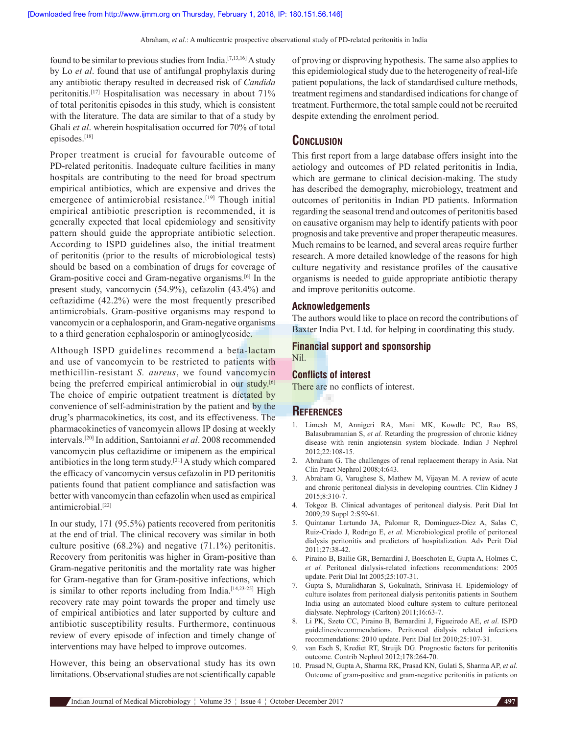found to be similar to previous studies from India.[7,13,16] A study by Lo *et al*. found that use of antifungal prophylaxis during any antibiotic therapy resulted in decreased risk of *Candida* peritonitis.[17] Hospitalisation was necessary in about 71% of total peritonitis episodes in this study, which is consistent with the literature. The data are similar to that of a study by Ghali *et al*. wherein hospitalisation occurred for 70% of total episodes.[18]

Proper treatment is crucial for favourable outcome of PD-related peritonitis. Inadequate culture facilities in many hospitals are contributing to the need for broad spectrum empirical antibiotics, which are expensive and drives the emergence of antimicrobial resistance.[19] Though initial empirical antibiotic prescription is recommended, it is generally expected that local epidemiology and sensitivity pattern should guide the appropriate antibiotic selection. According to ISPD guidelines also, the initial treatment of peritonitis (prior to the results of microbiological tests) should be based on a combination of drugs for coverage of Gram-positive cocci and Gram-negative organisms.[6] In the present study, vancomycin (54.9%), cefazolin (43.4%) and ceftazidime (42.2%) were the most frequently prescribed antimicrobials. Gram-positive organisms may respond to vancomycin or a cephalosporin, and Gram-negative organisms to a third generation cephalosporin or aminoglycoside.

Although ISPD guidelines recommend a beta-lactam and use of vancomycin to be restricted to patients with methicillin-resistant *S. aureus*, we found vancomycin being the preferred empirical antimicrobial in our study.[6] The choice of empiric outpatient treatment is dictated by convenience of self-administration by the patient and by the drug's pharmacokinetics, its cost, and its effectiveness. The pharmacokinetics of vancomycin allows IP dosing at weekly intervals.[20] In addition, Santoianni *et al*. 2008 recommended vancomycin plus ceftazidime or imipenem as the empirical antibiotics in the long term study.[21] A study which compared the efficacy of vancomycin versus cefazolin in PD peritonitis patients found that patient compliance and satisfaction was better with vancomycin than cefazolin when used as empirical antimicrobial.[22]

In our study, 171 (95.5%) patients recovered from peritonitis at the end of trial. The clinical recovery was similar in both culture positive (68.2%) and negative (71.1%) peritonitis. Recovery from peritonitis was higher in Gram-positive than Gram-negative peritonitis and the mortality rate was higher for Gram-negative than for Gram-positive infections, which is similar to other reports including from India.[14,23-25] High recovery rate may point towards the proper and timely use of empirical antibiotics and later supported by culture and antibiotic susceptibility results. Furthermore, continuous review of every episode of infection and timely change of interventions may have helped to improve outcomes.

However, this being an observational study has its own limitations. Observational studies are not scientifically capable of proving or disproving hypothesis. The same also applies to this epidemiological study due to the heterogeneity of real-life patient populations, the lack of standardised culture methods, treatment regimens and standardised indications for change of treatment. Furthermore, the total sample could not be recruited despite extending the enrolment period.

## Conclusion

This first report from a large database offers insight into the aetiology and outcomes of PD related peritonitis in India, which are germane to clinical decision-making. The study has described the demography, microbiology, treatment and outcomes of peritonitis in Indian PD patients. Information regarding the seasonal trend and outcomes of peritonitis based on causative organism may help to identify patients with poor prognosis and take preventive and proper therapeutic measures. Much remains to be learned, and several areas require further research. A more detailed knowledge of the reasons for high culture negativity and resistance profiles of the causative organisms is needed to guide appropriate antibiotic therapy and improve peritonitis outcome.

### Acknowledgements

The authors would like to place on record the contributions of Baxter India Pvt. Ltd. for helping in coordinating this study.

### Financial support and sponsorship

Nil.

### Conflicts of interest

There are no conflicts of interest.

## References

1. Limesh M, Annigeri RA, Mani MK, Kowdle PC, Rao BS, Balasubramanian S, *et al.* Retarding the progression of chronic kidney disease with renin angiotensin system blockade. Indian J Nephrol 2012;22:108-15.
2. Abraham G. The challenges of renal replacement therapy in Asia. Nat Clin Pract Nephrol 2008;4:643.
3. Abraham G, Varughese S, Mathew M, Vijayan M. A review of acute and chronic peritoneal dialysis in developing countries. Clin Kidney J 2015;8:310-7.
4. Tokgoz B. Clinical advantages of peritoneal dialysis. Perit Dial Int 2009;29 Suppl 2:S59-61.
5. Quintanar Lartundo JA, Palomar R, Dominguez-Diez A, Salas C, Ruiz-Criado J, Rodrigo E, *et al.* Microbiological profile of peritoneal dialysis peritonitis and predictors of hospitalization. Adv Perit Dial 2011;27:38-42.
6. Piraino B, Bailie GR, Bernardini J, Boeschoten E, Gupta A, Holmes C, *et al.* Peritoneal dialysis-related infections recommendations: 2005 update. Perit Dial Int 2005;25:107-31.
7. Gupta S, Muralidharan S, Gokulnath, Srinivasa H. Epidemiology of culture isolates from peritoneal dialysis peritonitis patients in Southern India using an automated blood culture system to culture peritoneal dialysate. Nephrology (Carlton) 2011;16:63-7.
8. Li PK, Szeto CC, Piraino B, Bernardini J, Figueiredo AE, *et al.* ISPD guidelines/recommendations. Peritoneal dialysis related infections recommendations: 2010 update. Perit Dial Int 2010;25:107-31.
9. van Esch S, Krediet RT, Struijk DG. Prognostic factors for peritonitis outcome. Contrib Nephrol 2012;178:264-70.
10. Prasad N, Gupta A, Sharma RK, Prasad KN, Gulati S, Sharma AP, *et al.* Outcome of gram-positive and gram-negative peritonitis in patients on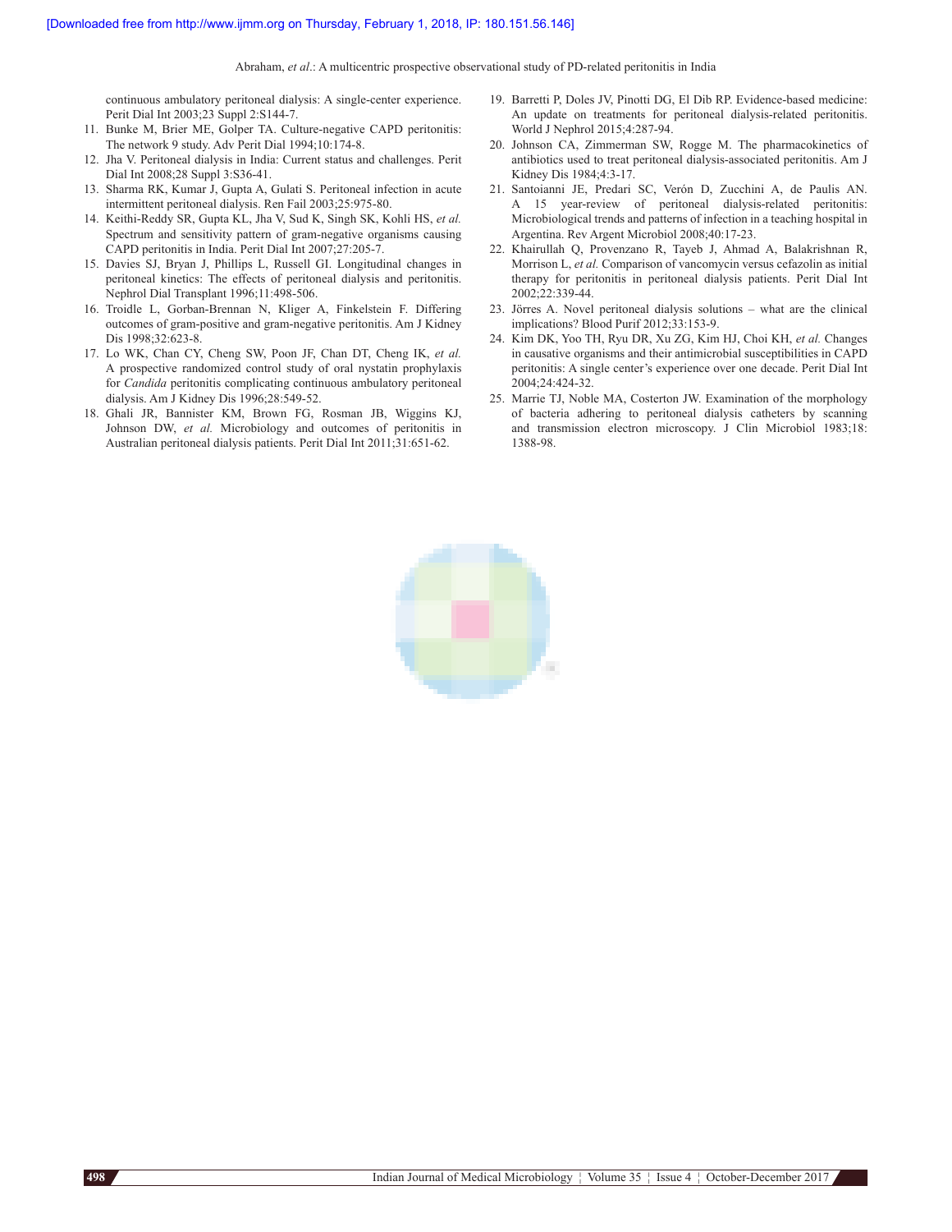continuous ambulatory peritoneal dialysis: A single-center experience. Perit Dial Int 2003;23 Suppl 2:S144-7.

11. Bunke M, Brier ME, Golper TA. Culture-negative CAPD peritonitis: The network 9 study. Adv Perit Dial 1994;10:174-8.
12. Jha V. Peritoneal dialysis in India: Current status and challenges. Perit Dial Int 2008;28 Suppl 3:S36-41.
13. Sharma RK, Kumar J, Gupta A, Gulati S. Peritoneal infection in acute intermittent peritoneal dialysis. Ren Fail 2003;25:975-80.
14. Keithi-Reddy SR, Gupta KL, Jha V, Sud K, Singh SK, Kohli HS, *et al.* Spectrum and sensitivity pattern of gram-negative organisms causing CAPD peritonitis in India. Perit Dial Int 2007;27:205-7.
15. Davies SJ, Bryan J, Phillips L, Russell GI. Longitudinal changes in peritoneal kinetics: The effects of peritoneal dialysis and peritonitis. Nephrol Dial Transplant 1996;11:498-506.
16. Troidle L, Gorban-Brennan N, Kliger A, Finkelstein F. Differing outcomes of gram-positive and gram-negative peritonitis. Am J Kidney Dis 1998;32:623-8.
17. Lo WK, Chan CY, Cheng SW, Poon JF, Chan DT, Cheng IK, *et al.* A prospective randomized control study of oral nystatin prophylaxis for *Candida* peritonitis complicating continuous ambulatory peritoneal dialysis. Am J Kidney Dis 1996;28:549-52.
18. Ghali JR, Bannister KM, Brown FG, Rosman JB, Wiggins KJ, Johnson DW, *et al.* Microbiology and outcomes of peritonitis in Australian peritoneal dialysis patients. Perit Dial Int 2011;31:651-62.
19. Barretti P, Doles JV, Pinotti DG, El Dib RP. Evidence-based medicine: An update on treatments for peritoneal dialysis-related peritonitis. World J Nephrol 2015;4:287-94.
20. Johnson CA, Zimmerman SW, Rogge M. The pharmacokinetics of antibiotics used to treat peritoneal dialysis-associated peritonitis. Am J Kidney Dis 1984;4:3-17.
21. Santoianni JE, Predari SC, Verón D, Zucchini A, de Paulis AN. A 15 year-review of peritoneal dialysis-related peritonitis: Microbiological trends and patterns of infection in a teaching hospital in Argentina. Rev Argent Microbiol 2008;40:17-23.
22. Khairullah Q, Provenzano R, Tayeb J, Ahmad A, Balakrishnan R, Morrison L, *et al.* Comparison of vancomycin versus cefazolin as initial therapy for peritonitis in peritoneal dialysis patients. Perit Dial Int 2002;22:339-44.
23. Jörres A. Novel peritoneal dialysis solutions – what are the clinical implications? Blood Purif 2012;33:153-9.
24. Kim DK, Yoo TH, Ryu DR, Xu ZG, Kim HJ, Choi KH, *et al.* Changes in causative organisms and their antimicrobial susceptibilities in CAPD peritonitis: A single center's experience over one decade. Perit Dial Int 2004;24:424-32.
25. Marrie TJ, Noble MA, Costerton JW. Examination of the morphology of bacteria adhering to peritoneal dialysis catheters by scanning and transmission electron microscopy. J Clin Microbiol 1983;18:1388-98.